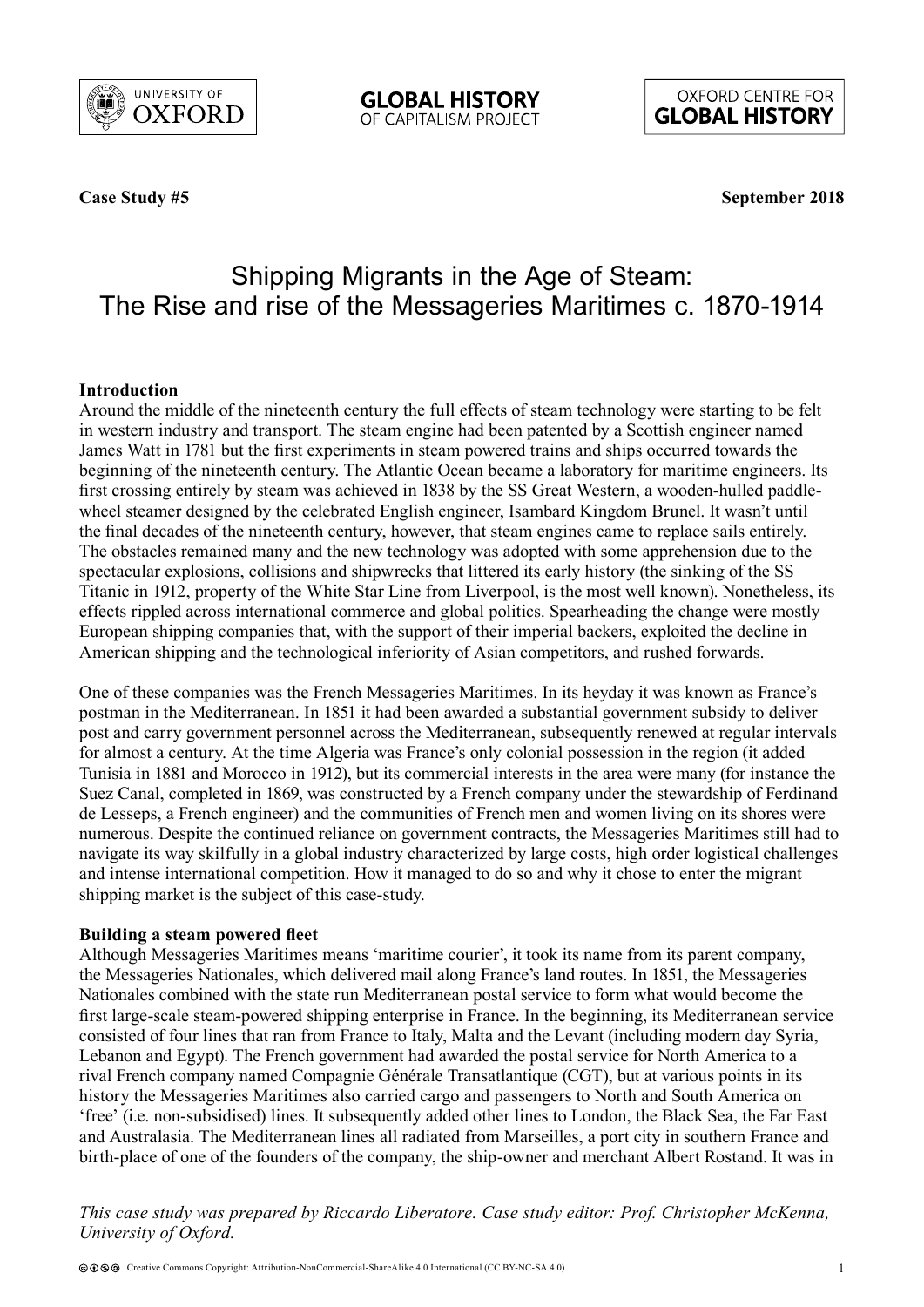UNIVERSITY OF OXFORD

**GLOBAL HISTORY** OF CAPITALISM PROJECT

OXFORD CENTRE FOR **GLOBAL HISTORY**

**Case Study #5** **September 2018**

# Shipping Migrants in the Age of Steam: The Rise and rise of the Messageries Maritimes c. 1870-1914

### Introduction

Around the middle of the nineteenth century the full effects of steam technology were starting to be felt in western industry and transport. The steam engine had been patented by a Scottish engineer named James Watt in 1781 but the first experiments in steam powered trains and ships occurred towards the beginning of the nineteenth century. The Atlantic Ocean became a laboratory for maritime engineers. Its first crossing entirely by steam was achieved in 1838 by the SS Great Western, a wooden-hulled paddle-wheel steamer designed by the celebrated English engineer, Isambard Kingdom Brunel. It wasn't until the final decades of the nineteenth century, however, that steam engines came to replace sails entirely. The obstacles remained many and the new technology was adopted with some apprehension due to the spectacular explosions, collisions and shipwrecks that littered its early history (the sinking of the SS Titanic in 1912, property of the White Star Line from Liverpool, is the most well known). Nonetheless, its effects rippled across international commerce and global politics. Spearheading the change were mostly European shipping companies that, with the support of their imperial backers, exploited the decline in American shipping and the technological inferiority of Asian competitors, and rushed forwards.

One of these companies was the French Messageries Maritimes. In its heyday it was known as France's postman in the Mediterranean. In 1851 it had been awarded a substantial government subsidy to deliver post and carry government personnel across the Mediterranean, subsequently renewed at regular intervals for almost a century. At the time Algeria was France's only colonial possession in the region (it added Tunisia in 1881 and Morocco in 1912), but its commercial interests in the area were many (for instance the Suez Canal, completed in 1869, was constructed by a French company under the stewardship of Ferdinand de Lesseps, a French engineer) and the communities of French men and women living on its shores were numerous. Despite the continued reliance on government contracts, the Messageries Maritimes still had to navigate its way skilfully in a global industry characterized by large costs, high order logistical challenges and intense international competition. How it managed to do so and why it chose to enter the migrant shipping market is the subject of this case-study.

### Building a steam powered fleet

Although Messageries Maritimes means 'maritime courier', it took its name from its parent company, the Messageries Nationales, which delivered mail along France's land routes. In 1851, the Messageries Nationales combined with the state run Mediterranean postal service to form what would become the first large-scale steam-powered shipping enterprise in France. In the beginning, its Mediterranean service consisted of four lines that ran from France to Italy, Malta and the Levant (including modern day Syria, Lebanon and Egypt). The French government had awarded the postal service for North America to a rival French company named Compagnie Générale Transatlantique (CGT), but at various points in its history the Messageries Maritimes also carried cargo and passengers to North and South America on 'free' (i.e. non-subsidised) lines. It subsequently added other lines to London, the Black Sea, the Far East and Australasia. The Mediterranean lines all radiated from Marseilles, a port city in southern France and birth-place of one of the founders of the company, the ship-owner and merchant Albert Rostand. It was in

*This case study was prepared by Riccardo Liberatore. Case study editor: Prof. Christopher McKenna, University of Oxford.*

Creative Commons Copyright: Attribution-NonCommercial-ShareAlike 4.0 International (CC BY-NC-SA 4.0)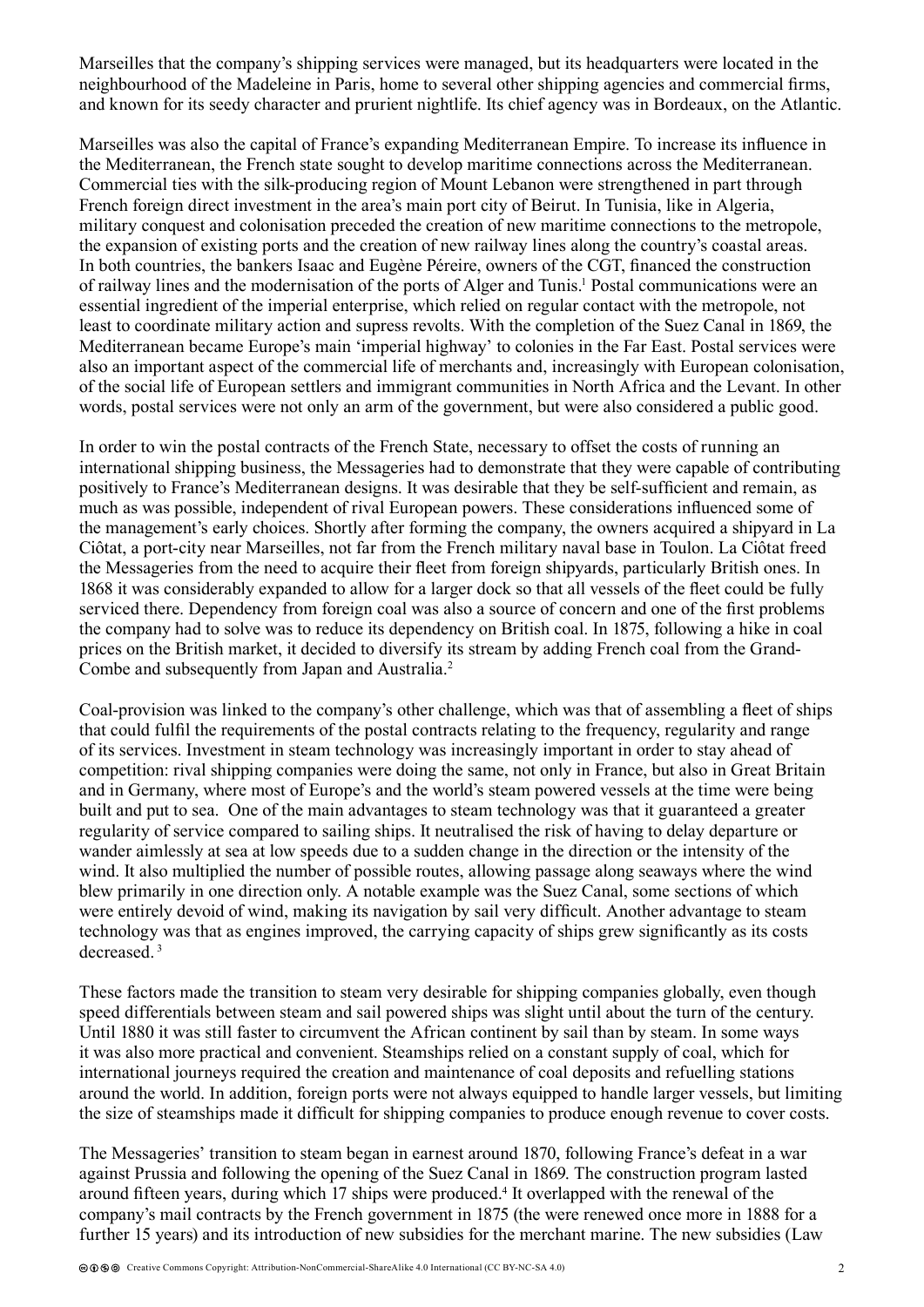Marseilles that the company's shipping services were managed, but its headquarters were located in the neighbourhood of the Madeleine in Paris, home to several other shipping agencies and commercial firms, and known for its seedy character and prurient nightlife. Its chief agency was in Bordeaux, on the Atlantic.

Marseilles was also the capital of France's expanding Mediterranean Empire. To increase its influence in the Mediterranean, the French state sought to develop maritime connections across the Mediterranean. Commercial ties with the silk-producing region of Mount Lebanon were strengthened in part through French foreign direct investment in the area's main port city of Beirut. In Tunisia, like in Algeria, military conquest and colonisation preceded the creation of new maritime connections to the metropole, the expansion of existing ports and the creation of new railway lines along the country's coastal areas. In both countries, the bankers Isaac and Eugène Péreire, owners of the CGT, financed the construction of railway lines and the modernisation of the ports of Alger and Tunis.[1] Postal communications were an essential ingredient of the imperial enterprise, which relied on regular contact with the metropole, not least to coordinate military action and supress revolts. With the completion of the Suez Canal in 1869, the Mediterranean became Europe's main 'imperial highway' to colonies in the Far East. Postal services were also an important aspect of the commercial life of merchants and, increasingly with European colonisation, of the social life of European settlers and immigrant communities in North Africa and the Levant. In other words, postal services were not only an arm of the government, but were also considered a public good.

In order to win the postal contracts of the French State, necessary to offset the costs of running an international shipping business, the Messageries had to demonstrate that they were capable of contributing positively to France's Mediterranean designs. It was desirable that they be self-sufficient and remain, as much as was possible, independent of rival European powers. These considerations influenced some of the management's early choices. Shortly after forming the company, the owners acquired a shipyard in La Ciôtat, a port-city near Marseilles, not far from the French military naval base in Toulon. La Ciôtat freed the Messageries from the need to acquire their fleet from foreign shipyards, particularly British ones. In 1868 it was considerably expanded to allow for a larger dock so that all vessels of the fleet could be fully serviced there. Dependency from foreign coal was also a source of concern and one of the first problems the company had to solve was to reduce its dependency on British coal. In 1875, following a hike in coal prices on the British market, it decided to diversify its stream by adding French coal from the Grand-Combe and subsequently from Japan and Australia.[2]

Coal-provision was linked to the company's other challenge, which was that of assembling a fleet of ships that could fulfil the requirements of the postal contracts relating to the frequency, regularity and range of its services. Investment in steam technology was increasingly important in order to stay ahead of competition: rival shipping companies were doing the same, not only in France, but also in Great Britain and in Germany, where most of Europe's and the world's steam powered vessels at the time were being built and put to sea. One of the main advantages to steam technology was that it guaranteed a greater regularity of service compared to sailing ships. It neutralised the risk of having to delay departure or wander aimlessly at sea at low speeds due to a sudden change in the direction or the intensity of the wind. It also multiplied the number of possible routes, allowing passage along seaways where the wind blew primarily in one direction only. A notable example was the Suez Canal, some sections of which were entirely devoid of wind, making its navigation by sail very difficult. Another advantage to steam technology was that as engines improved, the carrying capacity of ships grew significantly as its costs decreased.[3]

These factors made the transition to steam very desirable for shipping companies globally, even though speed differentials between steam and sail powered ships was slight until about the turn of the century. Until 1880 it was still faster to circumvent the African continent by sail than by steam. In some ways it was also more practical and convenient. Steamships relied on a constant supply of coal, which for international journeys required the creation and maintenance of coal deposits and refuelling stations around the world. In addition, foreign ports were not always equipped to handle larger vessels, but limiting the size of steamships made it difficult for shipping companies to produce enough revenue to cover costs.

The Messageries' transition to steam began in earnest around 1870, following France's defeat in a war against Prussia and following the opening of the Suez Canal in 1869. The construction program lasted around fifteen years, during which 17 ships were produced.[4] It overlapped with the renewal of the company's mail contracts by the French government in 1875 (the were renewed once more in 1888 for a further 15 years) and its introduction of new subsidies for the merchant marine. The new subsidies (Law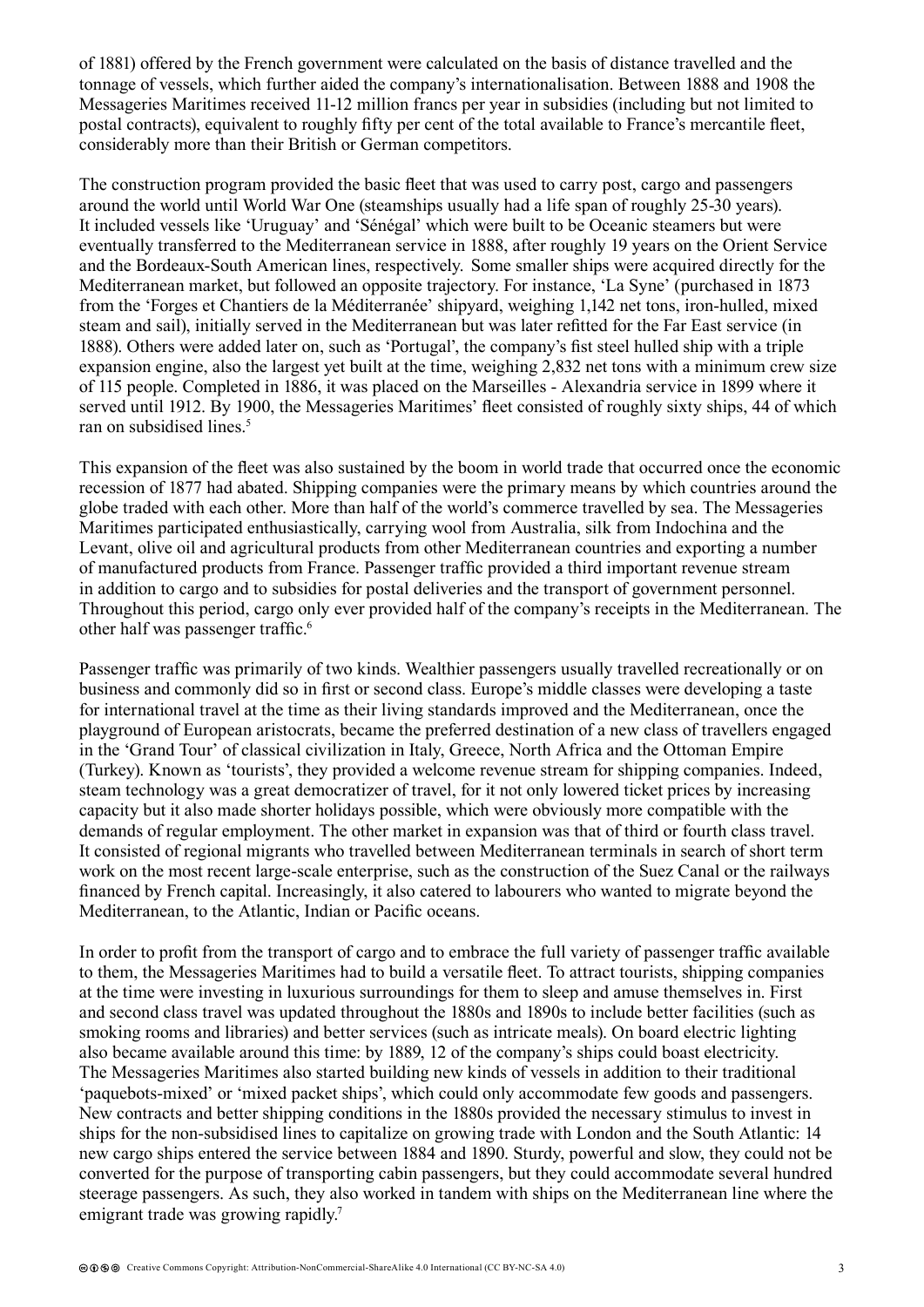of 1881) offered by the French government were calculated on the basis of distance travelled and the tonnage of vessels, which further aided the company's internationalisation. Between 1888 and 1908 the Messageries Maritimes received 11-12 million francs per year in subsidies (including but not limited to postal contracts), equivalent to roughly fifty per cent of the total available to France's mercantile fleet, considerably more than their British or German competitors.

The construction program provided the basic fleet that was used to carry post, cargo and passengers around the world until World War One (steamships usually had a life span of roughly 25-30 years). It included vessels like 'Uruguay' and 'Sénégal' which were built to be Oceanic steamers but were eventually transferred to the Mediterranean service in 1888, after roughly 19 years on the Orient Service and the Bordeaux-South American lines, respectively. Some smaller ships were acquired directly for the Mediterranean market, but followed an opposite trajectory. For instance, 'La Syne' (purchased in 1873 from the 'Forges et Chantiers de la Méditerranée' shipyard, weighing 1,142 net tons, iron-hulled, mixed steam and sail), initially served in the Mediterranean but was later refitted for the Far East service (in 1888). Others were added later on, such as 'Portugal', the company's fist steel hulled ship with a triple expansion engine, also the largest yet built at the time, weighing 2,832 net tons with a minimum crew size of 115 people. Completed in 1886, it was placed on the Marseilles - Alexandria service in 1899 where it served until 1912. By 1900, the Messageries Maritimes' fleet consisted of roughly sixty ships, 44 of which ran on subsidised lines.[5]

This expansion of the fleet was also sustained by the boom in world trade that occurred once the economic recession of 1877 had abated. Shipping companies were the primary means by which countries around the globe traded with each other. More than half of the world's commerce travelled by sea. The Messageries Maritimes participated enthusiastically, carrying wool from Australia, silk from Indochina and the Levant, olive oil and agricultural products from other Mediterranean countries and exporting a number of manufactured products from France. Passenger traffic provided a third important revenue stream in addition to cargo and to subsidies for postal deliveries and the transport of government personnel. Throughout this period, cargo only ever provided half of the company's receipts in the Mediterranean. The other half was passenger traffic.[6]

Passenger traffic was primarily of two kinds. Wealthier passengers usually travelled recreationally or on business and commonly did so in first or second class. Europe's middle classes were developing a taste for international travel at the time as their living standards improved and the Mediterranean, once the playground of European aristocrats, became the preferred destination of a new class of travellers engaged in the 'Grand Tour' of classical civilization in Italy, Greece, North Africa and the Ottoman Empire (Turkey). Known as 'tourists', they provided a welcome revenue stream for shipping companies. Indeed, steam technology was a great democratizer of travel, for it not only lowered ticket prices by increasing capacity but it also made shorter holidays possible, which were obviously more compatible with the demands of regular employment. The other market in expansion was that of third or fourth class travel. It consisted of regional migrants who travelled between Mediterranean terminals in search of short term work on the most recent large-scale enterprise, such as the construction of the Suez Canal or the railways financed by French capital. Increasingly, it also catered to labourers who wanted to migrate beyond the Mediterranean, to the Atlantic, Indian or Pacific oceans.

In order to profit from the transport of cargo and to embrace the full variety of passenger traffic available to them, the Messageries Maritimes had to build a versatile fleet. To attract tourists, shipping companies at the time were investing in luxurious surroundings for them to sleep and amuse themselves in. First and second class travel was updated throughout the 1880s and 1890s to include better facilities (such as smoking rooms and libraries) and better services (such as intricate meals). On board electric lighting also became available around this time: by 1889, 12 of the company's ships could boast electricity. The Messageries Maritimes also started building new kinds of vessels in addition to their traditional 'paquebots-mixed' or 'mixed packet ships', which could only accommodate few goods and passengers. New contracts and better shipping conditions in the 1880s provided the necessary stimulus to invest in ships for the non-subsidised lines to capitalize on growing trade with London and the South Atlantic: 14 new cargo ships entered the service between 1884 and 1890. Sturdy, powerful and slow, they could not be converted for the purpose of transporting cabin passengers, but they could accommodate several hundred steerage passengers. As such, they also worked in tandem with ships on the Mediterranean line where the emigrant trade was growing rapidly.[7]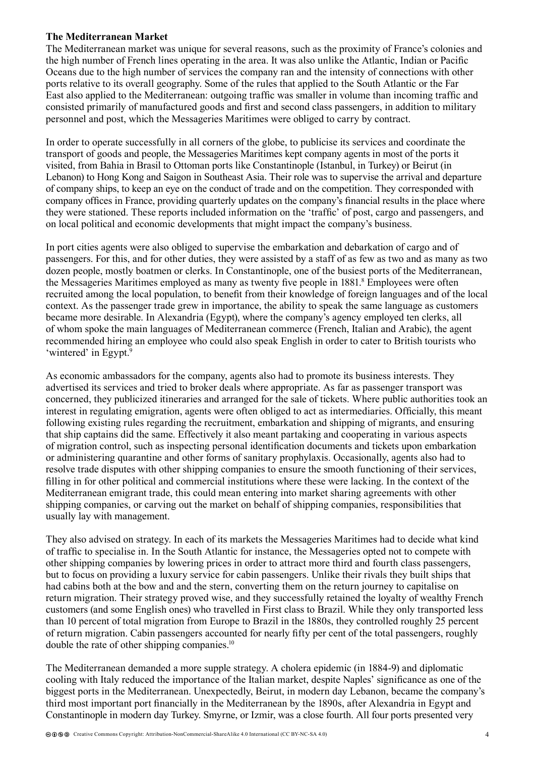**The Mediterranean Market**

The Mediterranean market was unique for several reasons, such as the proximity of France's colonies and the high number of French lines operating in the area. It was also unlike the Atlantic, Indian or Pacific Oceans due to the high number of services the company ran and the intensity of connections with other ports relative to its overall geography. Some of the rules that applied to the South Atlantic or the Far East also applied to the Mediterranean: outgoing traffic was smaller in volume than incoming traffic and consisted primarily of manufactured goods and first and second class passengers, in addition to military personnel and post, which the Messageries Maritimes were obliged to carry by contract.

In order to operate successfully in all corners of the globe, to publicise its services and coordinate the transport of goods and people, the Messageries Maritimes kept company agents in most of the ports it visited, from Bahia in Brasil to Ottoman ports like Constantinople (Istanbul, in Turkey) or Beirut (in Lebanon) to Hong Kong and Saigon in Southeast Asia. Their role was to supervise the arrival and departure of company ships, to keep an eye on the conduct of trade and on the competition. They corresponded with company offices in France, providing quarterly updates on the company's financial results in the place where they were stationed. These reports included information on the 'traffic' of post, cargo and passengers, and on local political and economic developments that might impact the company's business.

In port cities agents were also obliged to supervise the embarkation and debarkation of cargo and of passengers. For this, and for other duties, they were assisted by a staff of as few as two and as many as two dozen people, mostly boatmen or clerks. In Constantinople, one of the busiest ports of the Mediterranean, the Messageries Maritimes employed as many as twenty five people in 1881.[8] Employees were often recruited among the local population, to benefit from their knowledge of foreign languages and of the local context. As the passenger trade grew in importance, the ability to speak the same language as customers became more desirable. In Alexandria (Egypt), where the company's agency employed ten clerks, all of whom spoke the main languages of Mediterranean commerce (French, Italian and Arabic), the agent recommended hiring an employee who could also speak English in order to cater to British tourists who 'wintered' in Egypt.[9]

As economic ambassadors for the company, agents also had to promote its business interests. They advertised its services and tried to broker deals where appropriate. As far as passenger transport was concerned, they publicized itineraries and arranged for the sale of tickets. Where public authorities took an interest in regulating emigration, agents were often obliged to act as intermediaries. Officially, this meant following existing rules regarding the recruitment, embarkation and shipping of migrants, and ensuring that ship captains did the same. Effectively it also meant partaking and cooperating in various aspects of migration control, such as inspecting personal identification documents and tickets upon embarkation or administering quarantine and other forms of sanitary prophylaxis. Occasionally, agents also had to resolve trade disputes with other shipping companies to ensure the smooth functioning of their services, filling in for other political and commercial institutions where these were lacking. In the context of the Mediterranean emigrant trade, this could mean entering into market sharing agreements with other shipping companies, or carving out the market on behalf of shipping companies, responsibilities that usually lay with management.

They also advised on strategy. In each of its markets the Messageries Maritimes had to decide what kind of traffic to specialise in. In the South Atlantic for instance, the Messageries opted not to compete with other shipping companies by lowering prices in order to attract more third and fourth class passengers, but to focus on providing a luxury service for cabin passengers. Unlike their rivals they built ships that had cabins both at the bow and and the stern, converting them on the return journey to capitalise on return migration. Their strategy proved wise, and they successfully retained the loyalty of wealthy French customers (and some English ones) who travelled in First class to Brazil. While they only transported less than 10 percent of total migration from Europe to Brazil in the 1880s, they controlled roughly 25 percent of return migration. Cabin passengers accounted for nearly fifty per cent of the total passengers, roughly double the rate of other shipping companies.[10]

The Mediterranean demanded a more supple strategy. A cholera epidemic (in 1884-9) and diplomatic cooling with Italy reduced the importance of the Italian market, despite Naples' significance as one of the biggest ports in the Mediterranean. Unexpectedly, Beirut, in modern day Lebanon, became the company's third most important port financially in the Mediterranean by the 1890s, after Alexandria in Egypt and Constantinople in modern day Turkey. Smyrne, or Izmir, was a close fourth. All four ports presented very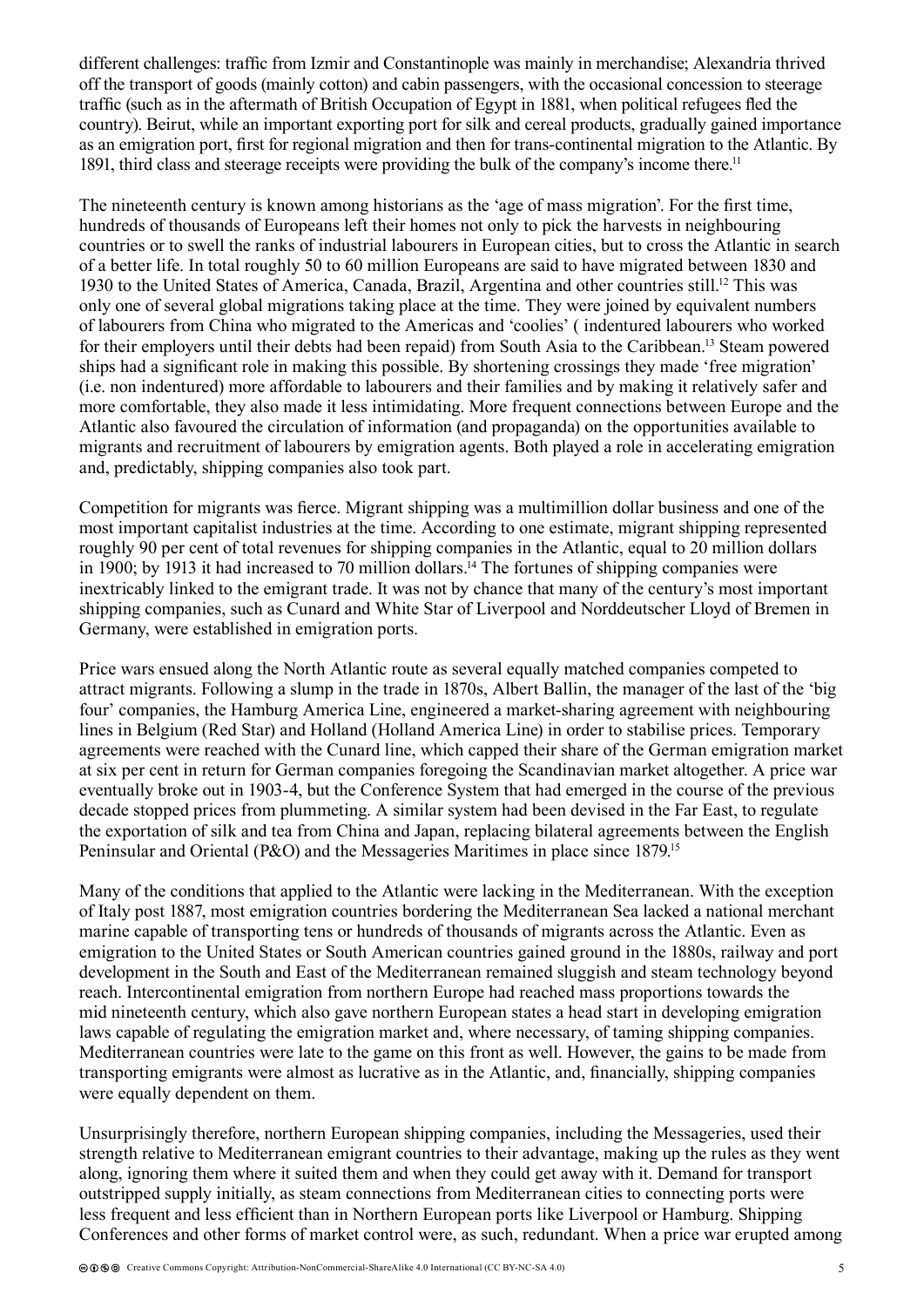different challenges: traffic from Izmir and Constantinople was mainly in merchandise; Alexandria thrived off the transport of goods (mainly cotton) and cabin passengers, with the occasional concession to steerage traffic (such as in the aftermath of British Occupation of Egypt in 1881, when political refugees fled the country). Beirut, while an important exporting port for silk and cereal products, gradually gained importance as an emigration port, first for regional migration and then for trans-continental migration to the Atlantic. By 1891, third class and steerage receipts were providing the bulk of the company's income there.[11]

The nineteenth century is known among historians as the 'age of mass migration'. For the first time, hundreds of thousands of Europeans left their homes not only to pick the harvests in neighbouring countries or to swell the ranks of industrial labourers in European cities, but to cross the Atlantic in search of a better life. In total roughly 50 to 60 million Europeans are said to have migrated between 1830 and 1930 to the United States of America, Canada, Brazil, Argentina and other countries still.[12] This was only one of several global migrations taking place at the time. They were joined by equivalent numbers of labourers from China who migrated to the Americas and 'coolies' ( indentured labourers who worked for their employers until their debts had been repaid) from South Asia to the Caribbean.[13] Steam powered ships had a significant role in making this possible. By shortening crossings they made 'free migration' (i.e. non indentured) more affordable to labourers and their families and by making it relatively safer and more comfortable, they also made it less intimidating. More frequent connections between Europe and the Atlantic also favoured the circulation of information (and propaganda) on the opportunities available to migrants and recruitment of labourers by emigration agents. Both played a role in accelerating emigration and, predictably, shipping companies also took part.

Competition for migrants was fierce. Migrant shipping was a multimillion dollar business and one of the most important capitalist industries at the time. According to one estimate, migrant shipping represented roughly 90 per cent of total revenues for shipping companies in the Atlantic, equal to 20 million dollars in 1900; by 1913 it had increased to 70 million dollars.[14] The fortunes of shipping companies were inextricably linked to the emigrant trade. It was not by chance that many of the century's most important shipping companies, such as Cunard and White Star of Liverpool and Norddeutscher Lloyd of Bremen in Germany, were established in emigration ports.

Price wars ensued along the North Atlantic route as several equally matched companies competed to attract migrants. Following a slump in the trade in 1870s, Albert Ballin, the manager of the last of the 'big four' companies, the Hamburg America Line, engineered a market-sharing agreement with neighbouring lines in Belgium (Red Star) and Holland (Holland America Line) in order to stabilise prices. Temporary agreements were reached with the Cunard line, which capped their share of the German emigration market at six per cent in return for German companies foregoing the Scandinavian market altogether. A price war eventually broke out in 1903-4, but the Conference System that had emerged in the course of the previous decade stopped prices from plummeting. A similar system had been devised in the Far East, to regulate the exportation of silk and tea from China and Japan, replacing bilateral agreements between the English Peninsular and Oriental (P&O) and the Messageries Maritimes in place since 1879.[15]

Many of the conditions that applied to the Atlantic were lacking in the Mediterranean. With the exception of Italy post 1887, most emigration countries bordering the Mediterranean Sea lacked a national merchant marine capable of transporting tens or hundreds of thousands of migrants across the Atlantic. Even as emigration to the United States or South American countries gained ground in the 1880s, railway and port development in the South and East of the Mediterranean remained sluggish and steam technology beyond reach. Intercontinental emigration from northern Europe had reached mass proportions towards the mid nineteenth century, which also gave northern European states a head start in developing emigration laws capable of regulating the emigration market and, where necessary, of taming shipping companies. Mediterranean countries were late to the game on this front as well. However, the gains to be made from transporting emigrants were almost as lucrative as in the Atlantic, and, financially, shipping companies were equally dependent on them.

Unsurprisingly therefore, northern European shipping companies, including the Messageries, used their strength relative to Mediterranean emigrant countries to their advantage, making up the rules as they went along, ignoring them where it suited them and when they could get away with it. Demand for transport outstripped supply initially, as steam connections from Mediterranean cities to connecting ports were less frequent and less efficient than in Northern European ports like Liverpool or Hamburg. Shipping Conferences and other forms of market control were, as such, redundant. When a price war erupted among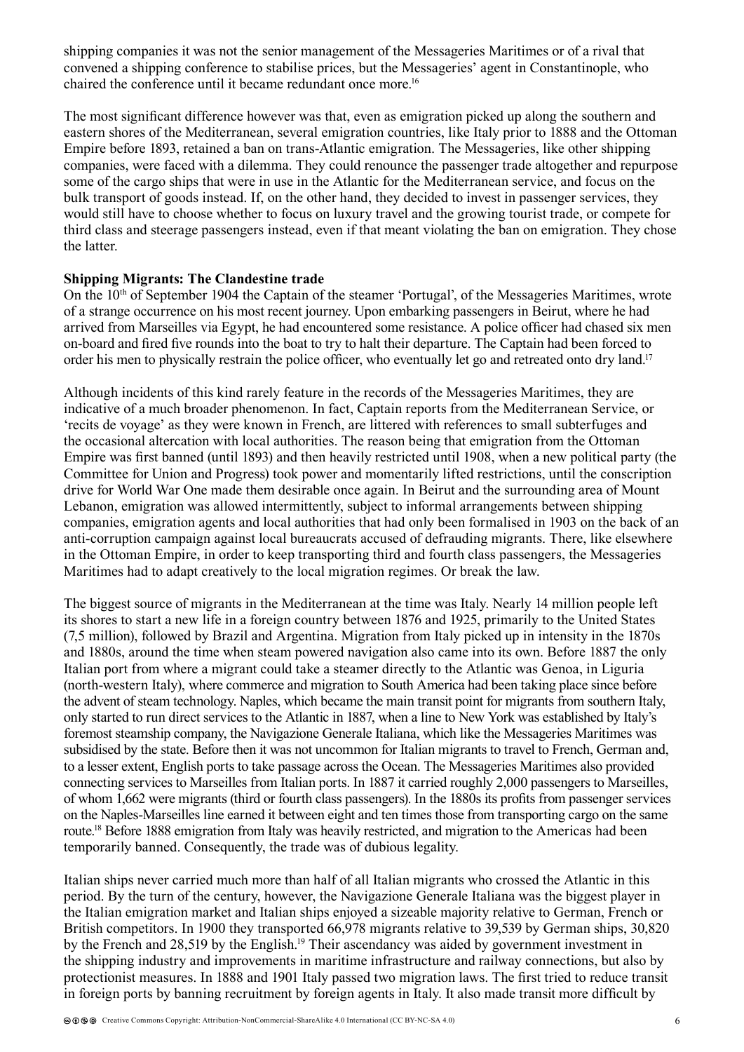shipping companies it was not the senior management of the Messageries Maritimes or of a rival that convened a shipping conference to stabilise prices, but the Messageries' agent in Constantinople, who chaired the conference until it became redundant once more.[16]

The most significant difference however was that, even as emigration picked up along the southern and eastern shores of the Mediterranean, several emigration countries, like Italy prior to 1888 and the Ottoman Empire before 1893, retained a ban on trans-Atlantic emigration. The Messageries, like other shipping companies, were faced with a dilemma. They could renounce the passenger trade altogether and repurpose some of the cargo ships that were in use in the Atlantic for the Mediterranean service, and focus on the bulk transport of goods instead. If, on the other hand, they decided to invest in passenger services, they would still have to choose whether to focus on luxury travel and the growing tourist trade, or compete for third class and steerage passengers instead, even if that meant violating the ban on emigration. They chose the latter.

**Shipping Migrants: The Clandestine trade**

On the 10th of September 1904 the Captain of the steamer 'Portugal', of the Messageries Maritimes, wrote of a strange occurrence on his most recent journey. Upon embarking passengers in Beirut, where he had arrived from Marseilles via Egypt, he had encountered some resistance. A police officer had chased six men on-board and fired five rounds into the boat to try to halt their departure. The Captain had been forced to order his men to physically restrain the police officer, who eventually let go and retreated onto dry land.[17]

Although incidents of this kind rarely feature in the records of the Messageries Maritimes, they are indicative of a much broader phenomenon. In fact, Captain reports from the Mediterranean Service, or 'recits de voyage' as they were known in French, are littered with references to small subterfuges and the occasional altercation with local authorities. The reason being that emigration from the Ottoman Empire was first banned (until 1893) and then heavily restricted until 1908, when a new political party (the Committee for Union and Progress) took power and momentarily lifted restrictions, until the conscription drive for World War One made them desirable once again. In Beirut and the surrounding area of Mount Lebanon, emigration was allowed intermittently, subject to informal arrangements between shipping companies, emigration agents and local authorities that had only been formalised in 1903 on the back of an anti-corruption campaign against local bureaucrats accused of defrauding migrants. There, like elsewhere in the Ottoman Empire, in order to keep transporting third and fourth class passengers, the Messageries Maritimes had to adapt creatively to the local migration regimes. Or break the law.

The biggest source of migrants in the Mediterranean at the time was Italy. Nearly 14 million people left its shores to start a new life in a foreign country between 1876 and 1925, primarily to the United States (7,5 million), followed by Brazil and Argentina. Migration from Italy picked up in intensity in the 1870s and 1880s, around the time when steam powered navigation also came into its own. Before 1887 the only Italian port from where a migrant could take a steamer directly to the Atlantic was Genoa, in Liguria (north-western Italy), where commerce and migration to South America had been taking place since before the advent of steam technology. Naples, which became the main transit point for migrants from southern Italy, only started to run direct services to the Atlantic in 1887, when a line to New York was established by Italy's foremost steamship company, the Navigazione Generale Italiana, which like the Messageries Maritimes was subsidised by the state. Before then it was not uncommon for Italian migrants to travel to French, German and, to a lesser extent, English ports to take passage across the Ocean. The Messageries Maritimes also provided connecting services to Marseilles from Italian ports. In 1887 it carried roughly 2,000 passengers to Marseilles, of whom 1,662 were migrants (third or fourth class passengers). In the 1880s its profits from passenger services on the Naples-Marseilles line earned it between eight and ten times those from transporting cargo on the same route.[18] Before 1888 emigration from Italy was heavily restricted, and migration to the Americas had been temporarily banned. Consequently, the trade was of dubious legality.

Italian ships never carried much more than half of all Italian migrants who crossed the Atlantic in this period. By the turn of the century, however, the Navigazione Generale Italiana was the biggest player in the Italian emigration market and Italian ships enjoyed a sizeable majority relative to German, French or British competitors. In 1900 they transported 66,978 migrants relative to 39,539 by German ships, 30,820 by the French and 28,519 by the English.[19] Their ascendancy was aided by government investment in the shipping industry and improvements in maritime infrastructure and railway connections, but also by protectionist measures. In 1888 and 1901 Italy passed two migration laws. The first tried to reduce transit in foreign ports by banning recruitment by foreign agents in Italy. It also made transit more difficult by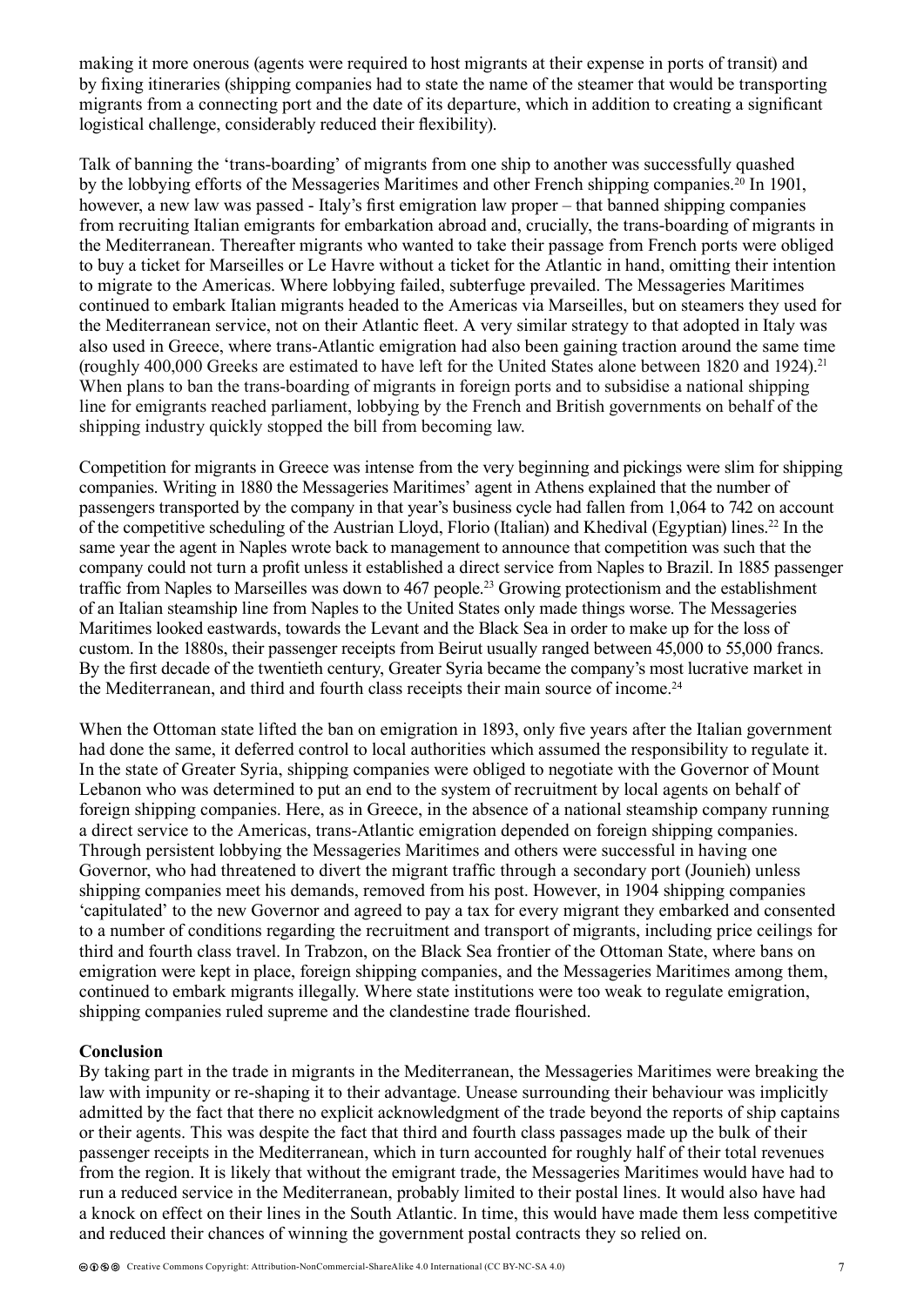making it more onerous (agents were required to host migrants at their expense in ports of transit) and by fixing itineraries (shipping companies had to state the name of the steamer that would be transporting migrants from a connecting port and the date of its departure, which in addition to creating a significant logistical challenge, considerably reduced their flexibility).

Talk of banning the 'trans-boarding' of migrants from one ship to another was successfully quashed by the lobbying efforts of the Messageries Maritimes and other French shipping companies.[20] In 1901, however, a new law was passed - Italy's first emigration law proper – that banned shipping companies from recruiting Italian emigrants for embarkation abroad and, crucially, the trans-boarding of migrants in the Mediterranean. Thereafter migrants who wanted to take their passage from French ports were obliged to buy a ticket for Marseilles or Le Havre without a ticket for the Atlantic in hand, omitting their intention to migrate to the Americas. Where lobbying failed, subterfuge prevailed. The Messageries Maritimes continued to embark Italian migrants headed to the Americas via Marseilles, but on steamers they used for the Mediterranean service, not on their Atlantic fleet. A very similar strategy to that adopted in Italy was also used in Greece, where trans-Atlantic emigration had also been gaining traction around the same time (roughly 400,000 Greeks are estimated to have left for the United States alone between 1820 and 1924).[21] When plans to ban the trans-boarding of migrants in foreign ports and to subsidise a national shipping line for emigrants reached parliament, lobbying by the French and British governments on behalf of the shipping industry quickly stopped the bill from becoming law.

Competition for migrants in Greece was intense from the very beginning and pickings were slim for shipping companies. Writing in 1880 the Messageries Maritimes' agent in Athens explained that the number of passengers transported by the company in that year's business cycle had fallen from 1,064 to 742 on account of the competitive scheduling of the Austrian Lloyd, Florio (Italian) and Khedival (Egyptian) lines.[22] In the same year the agent in Naples wrote back to management to announce that competition was such that the company could not turn a profit unless it established a direct service from Naples to Brazil. In 1885 passenger traffic from Naples to Marseilles was down to 467 people.[23] Growing protectionism and the establishment of an Italian steamship line from Naples to the United States only made things worse. The Messageries Maritimes looked eastwards, towards the Levant and the Black Sea in order to make up for the loss of custom. In the 1880s, their passenger receipts from Beirut usually ranged between 45,000 to 55,000 francs. By the first decade of the twentieth century, Greater Syria became the company's most lucrative market in the Mediterranean, and third and fourth class receipts their main source of income.[24]

When the Ottoman state lifted the ban on emigration in 1893, only five years after the Italian government had done the same, it deferred control to local authorities which assumed the responsibility to regulate it. In the state of Greater Syria, shipping companies were obliged to negotiate with the Governor of Mount Lebanon who was determined to put an end to the system of recruitment by local agents on behalf of foreign shipping companies. Here, as in Greece, in the absence of a national steamship company running a direct service to the Americas, trans-Atlantic emigration depended on foreign shipping companies. Through persistent lobbying the Messageries Maritimes and others were successful in having one Governor, who had threatened to divert the migrant traffic through a secondary port (Jounieh) unless shipping companies meet his demands, removed from his post. However, in 1904 shipping companies 'capitulated' to the new Governor and agreed to pay a tax for every migrant they embarked and consented to a number of conditions regarding the recruitment and transport of migrants, including price ceilings for third and fourth class travel. In Trabzon, on the Black Sea frontier of the Ottoman State, where bans on emigration were kept in place, foreign shipping companies, and the Messageries Maritimes among them, continued to embark migrants illegally. Where state institutions were too weak to regulate emigration, shipping companies ruled supreme and the clandestine trade flourished.

## Conclusion

By taking part in the trade in migrants in the Mediterranean, the Messageries Maritimes were breaking the law with impunity or re-shaping it to their advantage. Unease surrounding their behaviour was implicitly admitted by the fact that there no explicit acknowledgment of the trade beyond the reports of ship captains or their agents. This was despite the fact that third and fourth class passages made up the bulk of their passenger receipts in the Mediterranean, which in turn accounted for roughly half of their total revenues from the region. It is likely that without the emigrant trade, the Messageries Maritimes would have had to run a reduced service in the Mediterranean, probably limited to their postal lines. It would also have had a knock on effect on their lines in the South Atlantic. In time, this would have made them less competitive and reduced their chances of winning the government postal contracts they so relied on.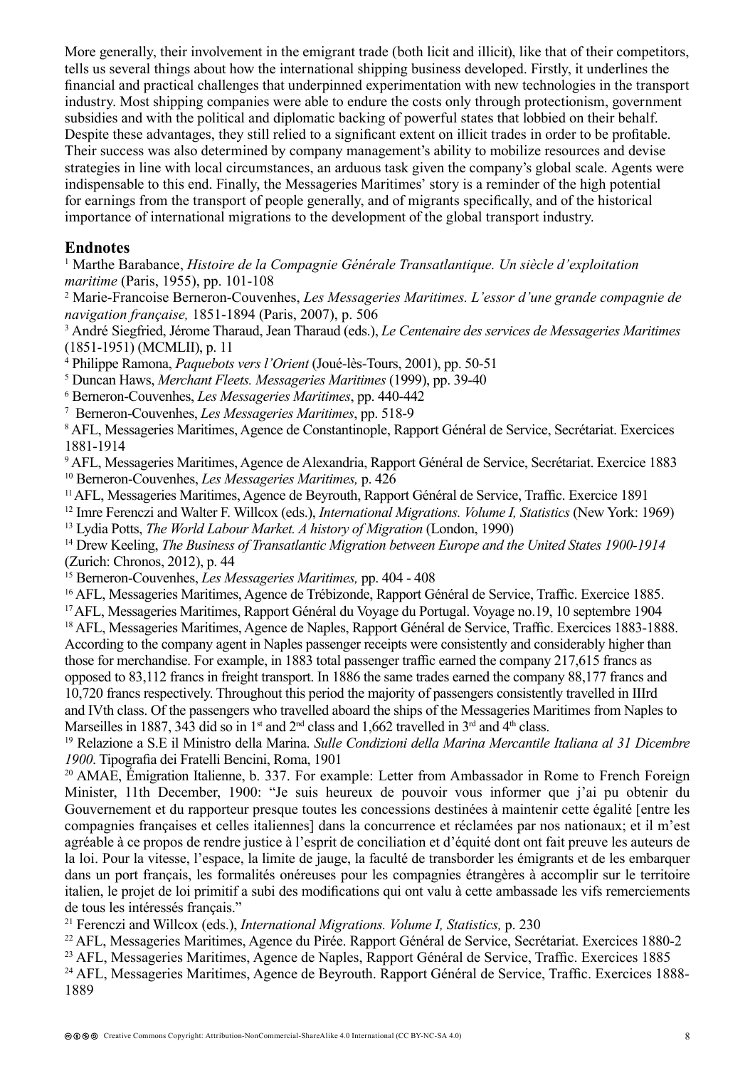More generally, their involvement in the emigrant trade (both licit and illicit), like that of their competitors, tells us several things about how the international shipping business developed. Firstly, it underlines the financial and practical challenges that underpinned experimentation with new technologies in the transport industry. Most shipping companies were able to endure the costs only through protectionism, government subsidies and with the political and diplomatic backing of powerful states that lobbied on their behalf. Despite these advantages, they still relied to a significant extent on illicit trades in order to be profitable. Their success was also determined by company management's ability to mobilize resources and devise strategies in line with local circumstances, an arduous task given the company's global scale. Agents were indispensable to this end. Finally, the Messageries Maritimes' story is a reminder of the high potential for earnings from the transport of people generally, and of migrants specifically, and of the historical importance of international migrations to the development of the global transport industry.

## Endnotes

[1] Marthe Barabance, *Histoire de la Compagnie Générale Transatlantique. Un siècle d'exploitation maritime* (Paris, 1955), pp. 101-108

[2] Marie-Francoise Berneron-Couvenhes, *Les Messageries Maritimes. L'essor d'une grande compagnie de navigation française,* 1851-1894 (Paris, 2007), p. 506

[3] André Siegfried, Jérome Tharaud, Jean Tharaud (eds.), *Le Centenaire des services de Messageries Maritimes* (1851-1951) (MCMLII), p. 11

[4] Philippe Ramona, *Paquebots vers l'Orient* (Joué-lès-Tours, 2001), pp. 50-51

[5] Duncan Haws, *Merchant Fleets. Messageries Maritimes* (1999), pp. 39-40

[6] Berneron-Couvenhes, *Les Messageries Maritimes*, pp. 440-442

[7] Berneron-Couvenhes, *Les Messageries Maritimes*, pp. 518-9

[8] AFL, Messageries Maritimes, Agence de Constantinople, Rapport Général de Service, Secrétariat. Exercices 1881-1914

[9] AFL, Messageries Maritimes, Agence de Alexandria, Rapport Général de Service, Secrétariat. Exercice 1883

[10] Berneron-Couvenhes, *Les Messageries Maritimes,* p. 426

[11] AFL, Messageries Maritimes, Agence de Beyrouth, Rapport Général de Service, Traffic. Exercice 1891

[12] Imre Ferenczi and Walter F. Willcox (eds.), *International Migrations. Volume I, Statistics* (New York: 1969)

[13] Lydia Potts, *The World Labour Market. A history of Migration* (London, 1990)

[14] Drew Keeling, *The Business of Transatlantic Migration between Europe and the United States 1900-1914* (Zurich: Chronos, 2012), p. 44

[15] Berneron-Couvenhes, *Les Messageries Maritimes,* pp. 404 - 408

[16] AFL, Messageries Maritimes, Agence de Trébizonde, Rapport Général de Service, Traffic. Exercice 1885.

[17] AFL, Messageries Maritimes, Rapport Général du Voyage du Portugal. Voyage no.19, 10 septembre 1904

[18] AFL, Messageries Maritimes, Agence de Naples, Rapport Général de Service, Traffic. Exercices 1883-1888. According to the company agent in Naples passenger receipts were consistently and considerably higher than those for merchandise. For example, in 1883 total passenger traffic earned the company 217,615 francs as opposed to 83,112 francs in freight transport. In 1886 the same trades earned the company 88,177 francs and 10,720 francs respectively. Throughout this period the majority of passengers consistently travelled in IIIrd and IVth class. Of the passengers who travelled aboard the ships of the Messageries Maritimes from Naples to Marseilles in 1887, 343 did so in 1st and 2nd class and 1,662 travelled in 3rd and 4th class.

[19] Relazione a S.E il Ministro della Marina. *Sulle Condizioni della Marina Mercantile Italiana al 31 Dicembre 1900*. Tipografia dei Fratelli Bencini, Roma, 1901

[20] AMAE, Émigration Italienne, b. 337. For example: Letter from Ambassador in Rome to French Foreign Minister, 11th December, 1900: "Je suis heureux de pouvoir vous informer que j'ai pu obtenir du Gouvernement et du rapporteur presque toutes les concessions destinées à maintenir cette égalité [entre les compagnies françaises et celles italiennes] dans la concurrence et réclamées par nos nationaux; et il m'est agréable à ce propos de rendre justice à l'esprit de conciliation et d'équité dont ont fait preuve les auteurs de la loi. Pour la vitesse, l'espace, la limite de jauge, la faculté de transborder les émigrants et de les embarquer dans un port français, les formalités onéreuses pour les compagnies étrangères à accomplir sur le territoire italien, le projet de loi primitif a subi des modifications qui ont valu à cette ambassade les vifs remerciements de tous les intéressés français."

[21] Ferenczi and Willcox (eds.), *International Migrations. Volume I, Statistics,* p. 230

[22] AFL, Messageries Maritimes, Agence du Pirée. Rapport Général de Service, Secrétariat. Exercices 1880-2

[23] AFL, Messageries Maritimes, Agence de Naples, Rapport Général de Service, Traffic. Exercices 1885

[24] AFL, Messageries Maritimes, Agence de Beyrouth. Rapport Général de Service, Traffic. Exercices 1888-1889